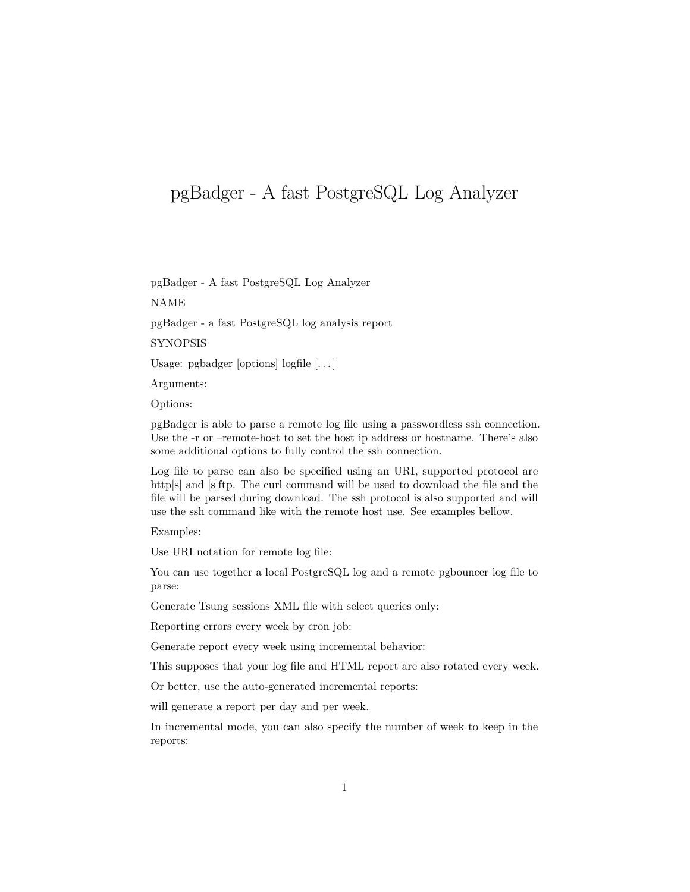# pgBadger - A fast PostgreSQL Log Analyzer

pgBadger - A fast PostgreSQL Log Analyzer

NAME

pgBadger - a fast PostgreSQL log analysis report

SYNOPSIS

Usage: pgbadger [options] logfile [. . . ]

Arguments:

Options:

pgBadger is able to parse a remote log file using a passwordless ssh connection. Use the -r or –remote-host to set the host ip address or hostname. There's also some additional options to fully control the ssh connection.

Log file to parse can also be specified using an URI, supported protocol are http[s] and [s]ftp. The curl command will be used to download the file and the file will be parsed during download. The ssh protocol is also supported and will use the ssh command like with the remote host use. See examples bellow.

Examples:

Use URI notation for remote log file:

You can use together a local PostgreSQL log and a remote pgbouncer log file to parse:

Generate Tsung sessions XML file with select queries only:

Reporting errors every week by cron job:

Generate report every week using incremental behavior:

This supposes that your log file and HTML report are also rotated every week.

Or better, use the auto-generated incremental reports:

will generate a report per day and per week.

In incremental mode, you can also specify the number of week to keep in the reports: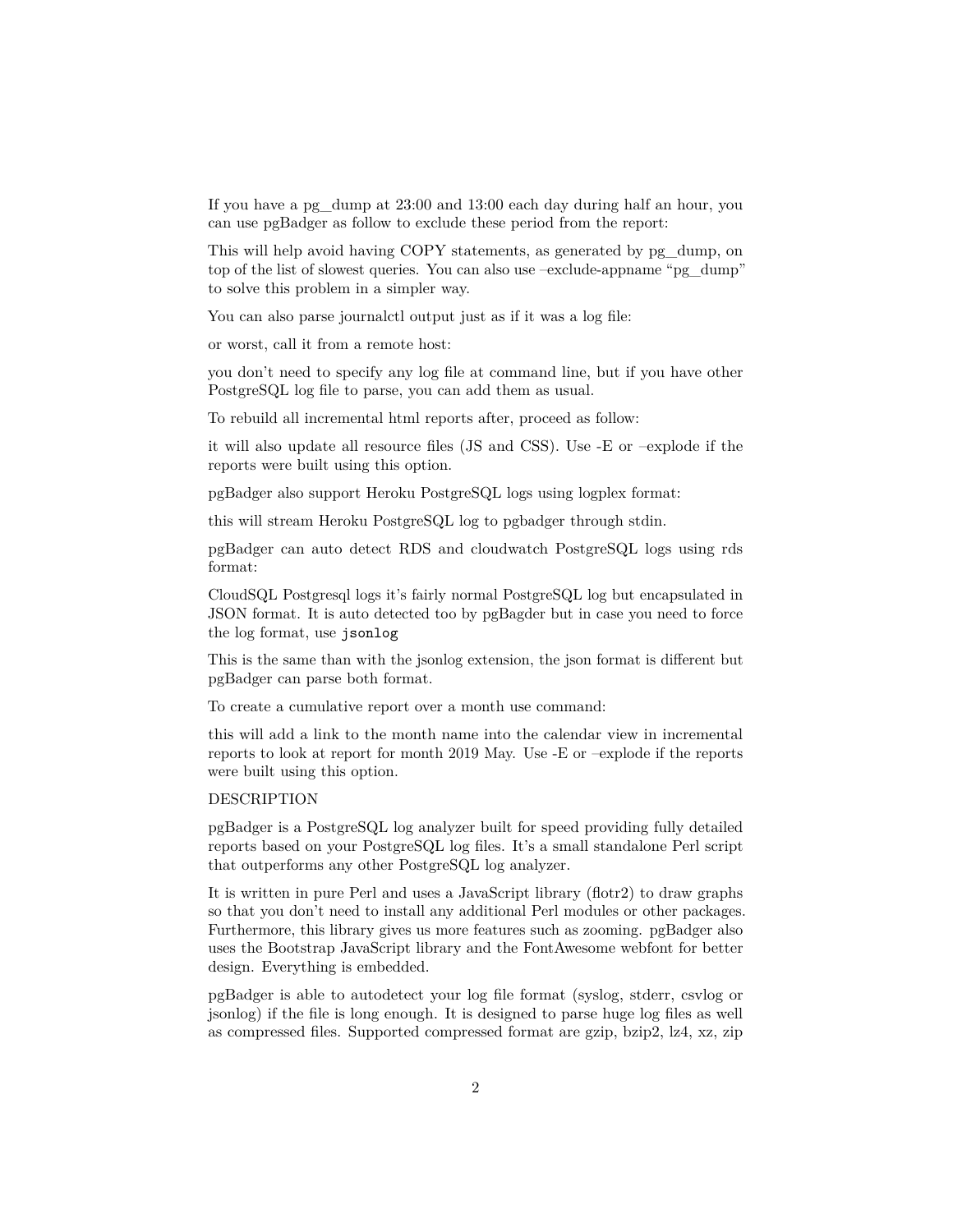If you have a pg_dump at 23:00 and 13:00 each day during half an hour, you can use pgBadger as follow to exclude these period from the report:

This will help avoid having COPY statements, as generated by pg_dump, on top of the list of slowest queries. You can also use –exclude-appname "pg_dump" to solve this problem in a simpler way.

You can also parse journalctl output just as if it was a log file:

or worst, call it from a remote host:

you don't need to specify any log file at command line, but if you have other PostgreSQL log file to parse, you can add them as usual.

To rebuild all incremental html reports after, proceed as follow:

it will also update all resource files (JS and CSS). Use -E or –explode if the reports were built using this option.

pgBadger also support Heroku PostgreSQL logs using logplex format:

this will stream Heroku PostgreSQL log to pgbadger through stdin.

pgBadger can auto detect RDS and cloudwatch PostgreSQL logs using rds format:

CloudSQL Postgresql logs it's fairly normal PostgreSQL log but encapsulated in JSON format. It is auto detected too by pgBagder but in case you need to force the log format, use `jsonlog`

This is the same than with the jsonlog extension, the json format is different but pgBadger can parse both format.

To create a cumulative report over a month use command:

this will add a link to the month name into the calendar view in incremental reports to look at report for month 2019 May. Use -E or –explode if the reports were built using this option.

DESCRIPTION

pgBadger is a PostgreSQL log analyzer built for speed providing fully detailed reports based on your PostgreSQL log files. It's a small standalone Perl script that outperforms any other PostgreSQL log analyzer.

It is written in pure Perl and uses a JavaScript library (flotr2) to draw graphs so that you don't need to install any additional Perl modules or other packages. Furthermore, this library gives us more features such as zooming. pgBadger also uses the Bootstrap JavaScript library and the FontAwesome webfont for better design. Everything is embedded.

pgBadger is able to autodetect your log file format (syslog, stderr, csvlog or jsonlog) if the file is long enough. It is designed to parse huge log files as well as compressed files. Supported compressed format are gzip, bzip2, lz4, xz, zip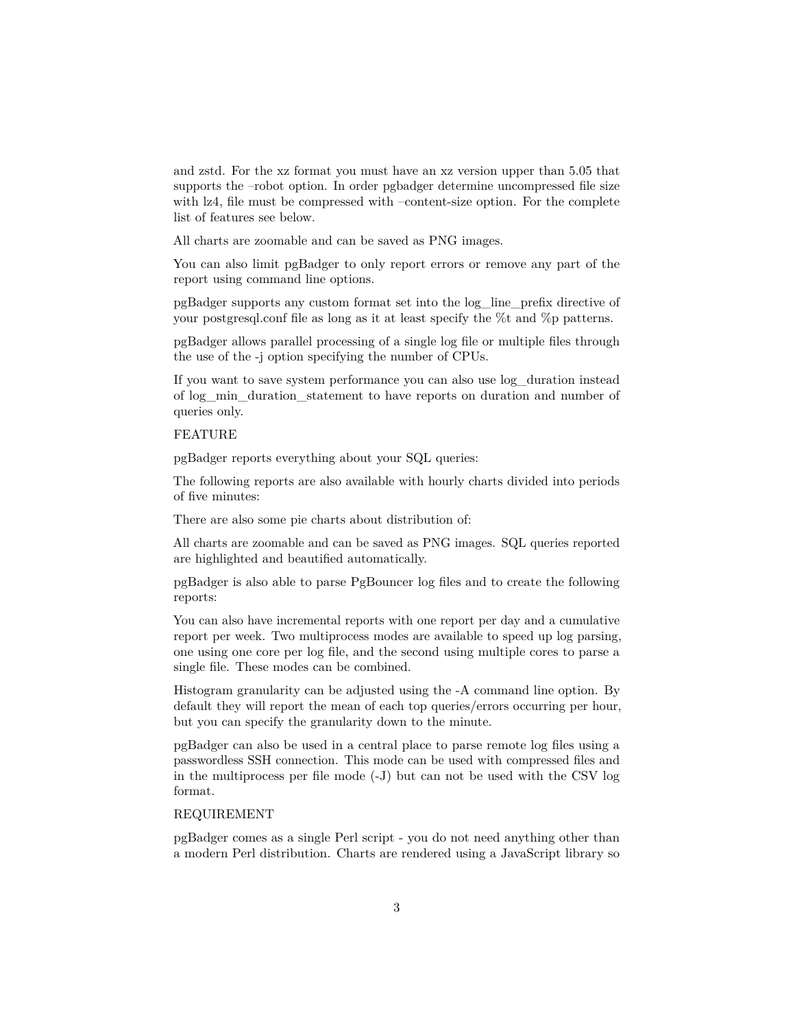and zstd. For the xz format you must have an xz version upper than 5.05 that supports the –robot option. In order pgbadger determine uncompressed file size with lz4, file must be compressed with –content-size option. For the complete list of features see below.

All charts are zoomable and can be saved as PNG images.

You can also limit pgBadger to only report errors or remove any part of the report using command line options.

pgBadger supports any custom format set into the log_line_prefix directive of your postgresql.conf file as long as it at least specify the %t and %p patterns.

pgBadger allows parallel processing of a single log file or multiple files through the use of the -j option specifying the number of CPUs.

If you want to save system performance you can also use log_duration instead of log_min_duration_statement to have reports on duration and number of queries only.

FEATURE

pgBadger reports everything about your SQL queries:

The following reports are also available with hourly charts divided into periods of five minutes:

There are also some pie charts about distribution of:

All charts are zoomable and can be saved as PNG images. SQL queries reported are highlighted and beautified automatically.

pgBadger is also able to parse PgBouncer log files and to create the following reports:

You can also have incremental reports with one report per day and a cumulative report per week. Two multiprocess modes are available to speed up log parsing, one using one core per log file, and the second using multiple cores to parse a single file. These modes can be combined.

Histogram granularity can be adjusted using the -A command line option. By default they will report the mean of each top queries/errors occurring per hour, but you can specify the granularity down to the minute.

pgBadger can also be used in a central place to parse remote log files using a passwordless SSH connection. This mode can be used with compressed files and in the multiprocess per file mode (-J) but can not be used with the CSV log format.

REQUIREMENT

pgBadger comes as a single Perl script - you do not need anything other than a modern Perl distribution. Charts are rendered using a JavaScript library so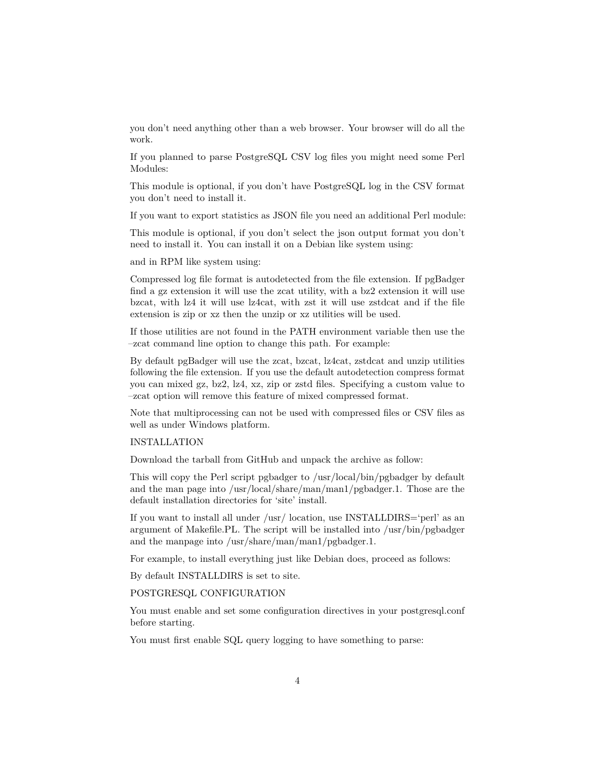you don't need anything other than a web browser. Your browser will do all the work.

If you planned to parse PostgreSQL CSV log files you might need some Perl Modules:

This module is optional, if you don't have PostgreSQL log in the CSV format you don't need to install it.

If you want to export statistics as JSON file you need an additional Perl module:

This module is optional, if you don't select the json output format you don't need to install it. You can install it on a Debian like system using:

and in RPM like system using:

Compressed log file format is autodetected from the file extension. If pgBadger find a gz extension it will use the zcat utility, with a bz2 extension it will use bzcat, with lz4 it will use lz4cat, with zst it will use zstdcat and if the file extension is zip or xz then the unzip or xz utilities will be used.

If those utilities are not found in the PATH environment variable then use the –zcat command line option to change this path. For example:

By default pgBadger will use the zcat, bzcat, lz4cat, zstdcat and unzip utilities following the file extension. If you use the default autodetection compress format you can mixed gz, bz2, lz4, xz, zip or zstd files. Specifying a custom value to –zcat option will remove this feature of mixed compressed format.

Note that multiprocessing can not be used with compressed files or CSV files as well as under Windows platform.

INSTALLATION

Download the tarball from GitHub and unpack the archive as follow:

This will copy the Perl script pgbadger to /usr/local/bin/pgbadger by default and the man page into /usr/local/share/man/man1/pgbadger.1. Those are the default installation directories for 'site' install.

If you want to install all under /usr/ location, use INSTALLDIRS='perl' as an argument of Makefile.PL. The script will be installed into /usr/bin/pgbadger and the manpage into /usr/share/man/man1/pgbadger.1.

For example, to install everything just like Debian does, proceed as follows:

By default INSTALLDIRS is set to site.

POSTGRESQL CONFIGURATION

You must enable and set some configuration directives in your postgresql.conf before starting.

You must first enable SQL query logging to have something to parse: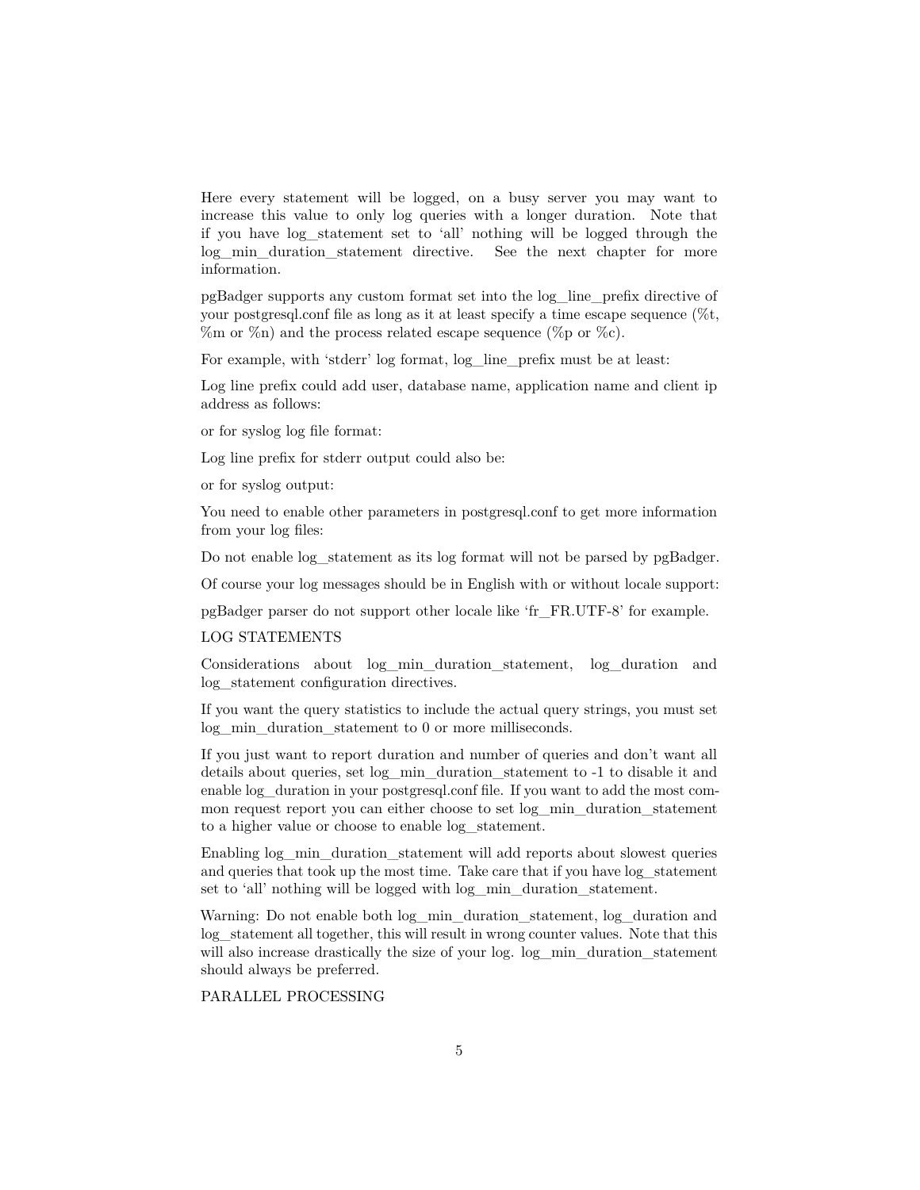Here every statement will be logged, on a busy server you may want to increase this value to only log queries with a longer duration. Note that if you have log_statement set to 'all' nothing will be logged through the log_min_duration_statement directive. See the next chapter for more information.

pgBadger supports any custom format set into the log_line_prefix directive of your postgresql.conf file as long as it at least specify a time escape sequence (%t, %m or %n) and the process related escape sequence (%p or %c).

For example, with 'stderr' log format, log_line_prefix must be at least:

Log line prefix could add user, database name, application name and client ip address as follows:

or for syslog log file format:

Log line prefix for stderr output could also be:

or for syslog output:

You need to enable other parameters in postgresql.conf to get more information from your log files:

Do not enable log_statement as its log format will not be parsed by pgBadger.

Of course your log messages should be in English with or without locale support:

pgBadger parser do not support other locale like 'fr_FR.UTF-8' for example.

LOG STATEMENTS

Considerations about log_min_duration_statement, log_duration and log_statement configuration directives.

If you want the query statistics to include the actual query strings, you must set log_min_duration_statement to 0 or more milliseconds.

If you just want to report duration and number of queries and don't want all details about queries, set log_min_duration_statement to -1 to disable it and enable log_duration in your postgresql.conf file. If you want to add the most common request report you can either choose to set log_min_duration_statement to a higher value or choose to enable log_statement.

Enabling log_min_duration_statement will add reports about slowest queries and queries that took up the most time. Take care that if you have log_statement set to 'all' nothing will be logged with log_min_duration_statement.

Warning: Do not enable both log_min_duration_statement, log_duration and log_statement all together, this will result in wrong counter values. Note that this will also increase drastically the size of your log. log_min_duration_statement should always be preferred.

PARALLEL PROCESSING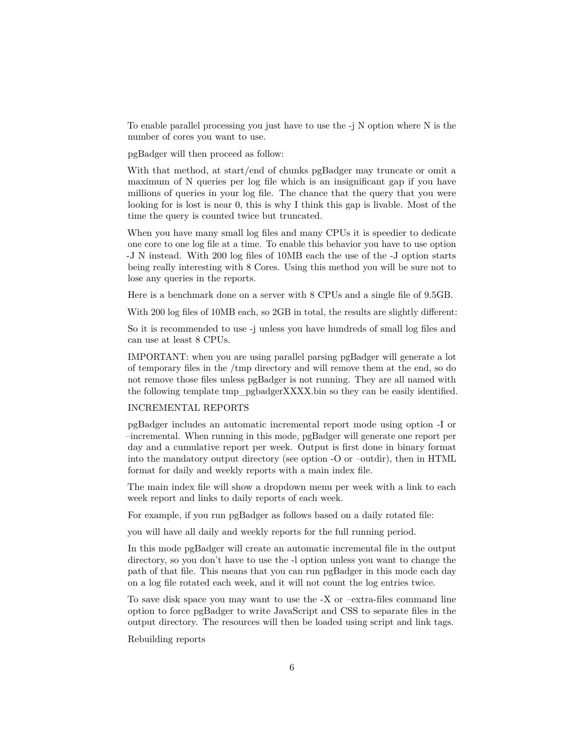To enable parallel processing you just have to use the -j N option where N is the number of cores you want to use.

pgBadger will then proceed as follow:

With that method, at start/end of chunks pgBadger may truncate or omit a maximum of N queries per log file which is an insignificant gap if you have millions of queries in your log file. The chance that the query that you were looking for is lost is near 0, this is why I think this gap is livable. Most of the time the query is counted twice but truncated.

When you have many small log files and many CPUs it is speedier to dedicate one core to one log file at a time. To enable this behavior you have to use option -J N instead. With 200 log files of 10MB each the use of the -J option starts being really interesting with 8 Cores. Using this method you will be sure not to lose any queries in the reports.

Here is a benchmark done on a server with 8 CPUs and a single file of 9.5GB.

With 200 log files of 10MB each, so 2GB in total, the results are slightly different:

So it is recommended to use -j unless you have hundreds of small log files and can use at least 8 CPUs.

IMPORTANT: when you are using parallel parsing pgBadger will generate a lot of temporary files in the /tmp directory and will remove them at the end, so do not remove those files unless pgBadger is not running. They are all named with the following template tmp_pgbadgerXXXX.bin so they can be easily identified.

INCREMENTAL REPORTS

pgBadger includes an automatic incremental report mode using option -I or –incremental. When running in this mode, pgBadger will generate one report per day and a cumulative report per week. Output is first done in binary format into the mandatory output directory (see option -O or –outdir), then in HTML format for daily and weekly reports with a main index file.

The main index file will show a dropdown menu per week with a link to each week report and links to daily reports of each week.

For example, if you run pgBadger as follows based on a daily rotated file:

you will have all daily and weekly reports for the full running period.

In this mode pgBadger will create an automatic incremental file in the output directory, so you don't have to use the -l option unless you want to change the path of that file. This means that you can run pgBadger in this mode each day on a log file rotated each week, and it will not count the log entries twice.

To save disk space you may want to use the -X or –extra-files command line option to force pgBadger to write JavaScript and CSS to separate files in the output directory. The resources will then be loaded using script and link tags.

Rebuilding reports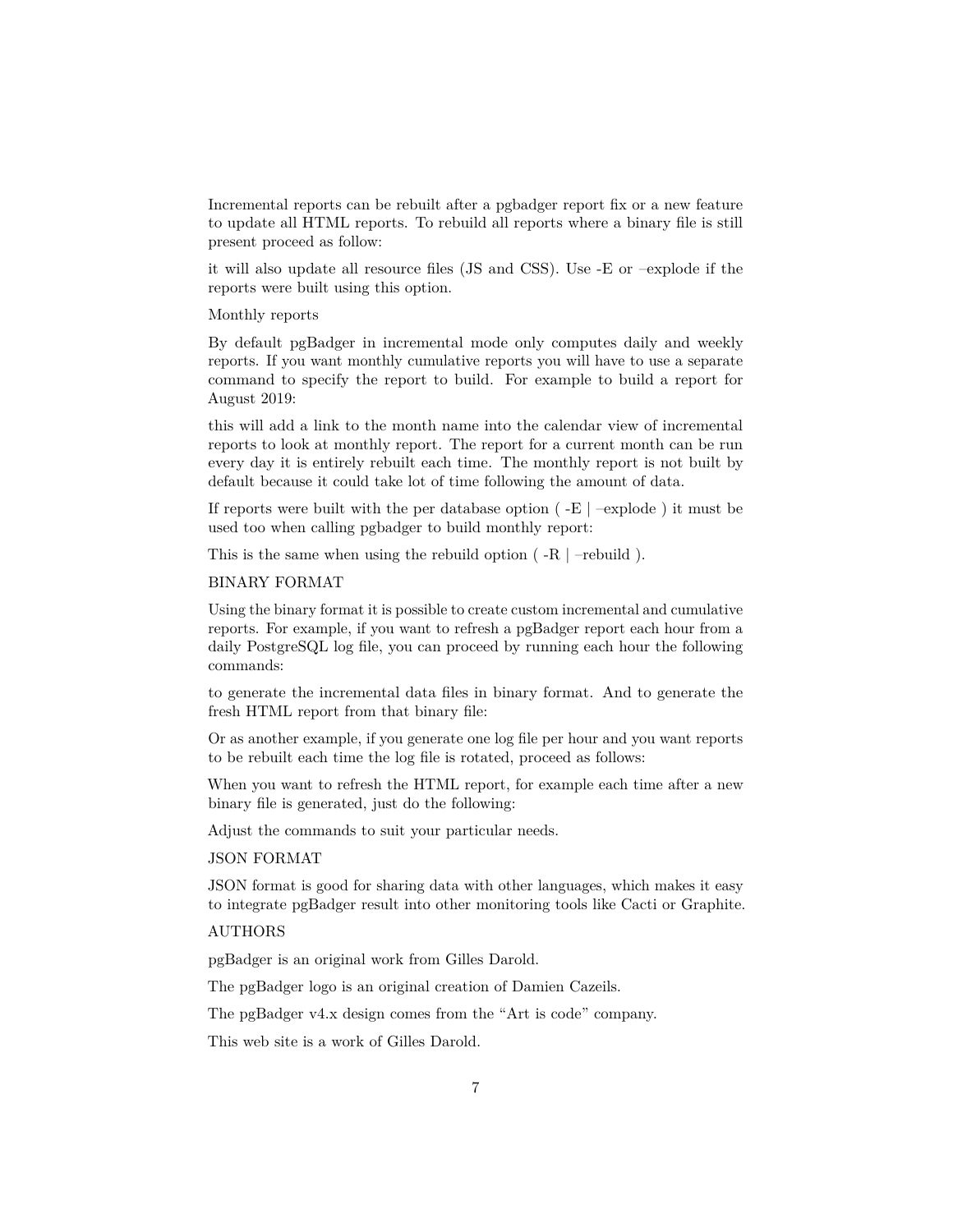Incremental reports can be rebuilt after a pgbadger report fix or a new feature to update all HTML reports. To rebuild all reports where a binary file is still present proceed as follow:

it will also update all resource files (JS and CSS). Use -E or –explode if the reports were built using this option.

Monthly reports

By default pgBadger in incremental mode only computes daily and weekly reports. If you want monthly cumulative reports you will have to use a separate command to specify the report to build. For example to build a report for August 2019:

this will add a link to the month name into the calendar view of incremental reports to look at monthly report. The report for a current month can be run every day it is entirely rebuilt each time. The monthly report is not built by default because it could take lot of time following the amount of data.

If reports were built with the per database option ( -E | –explode ) it must be used too when calling pgbadger to build monthly report:

This is the same when using the rebuild option ( -R | –rebuild ).

BINARY FORMAT

Using the binary format it is possible to create custom incremental and cumulative reports. For example, if you want to refresh a pgBadger report each hour from a daily PostgreSQL log file, you can proceed by running each hour the following commands:

to generate the incremental data files in binary format. And to generate the fresh HTML report from that binary file:

Or as another example, if you generate one log file per hour and you want reports to be rebuilt each time the log file is rotated, proceed as follows:

When you want to refresh the HTML report, for example each time after a new binary file is generated, just do the following:

Adjust the commands to suit your particular needs.

JSON FORMAT

JSON format is good for sharing data with other languages, which makes it easy to integrate pgBadger result into other monitoring tools like Cacti or Graphite.

AUTHORS

pgBadger is an original work from Gilles Darold.

The pgBadger logo is an original creation of Damien Cazeils.

The pgBadger v4.x design comes from the "Art is code" company.

This web site is a work of Gilles Darold.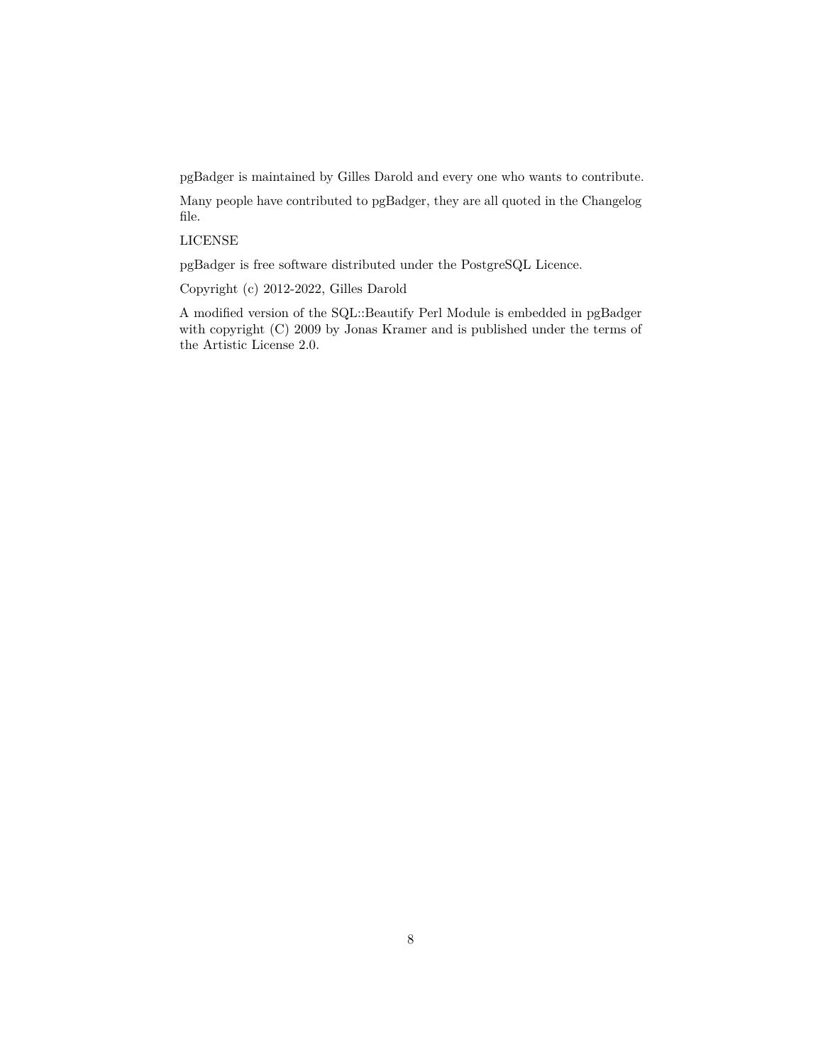pgBadger is maintained by Gilles Darold and every one who wants to contribute.

Many people have contributed to pgBadger, they are all quoted in the Changelog file.

LICENSE

pgBadger is free software distributed under the PostgreSQL Licence.

Copyright (c) 2012-2022, Gilles Darold

A modified version of the SQL::Beautify Perl Module is embedded in pgBadger with copyright (C) 2009 by Jonas Kramer and is published under the terms of the Artistic License 2.0.